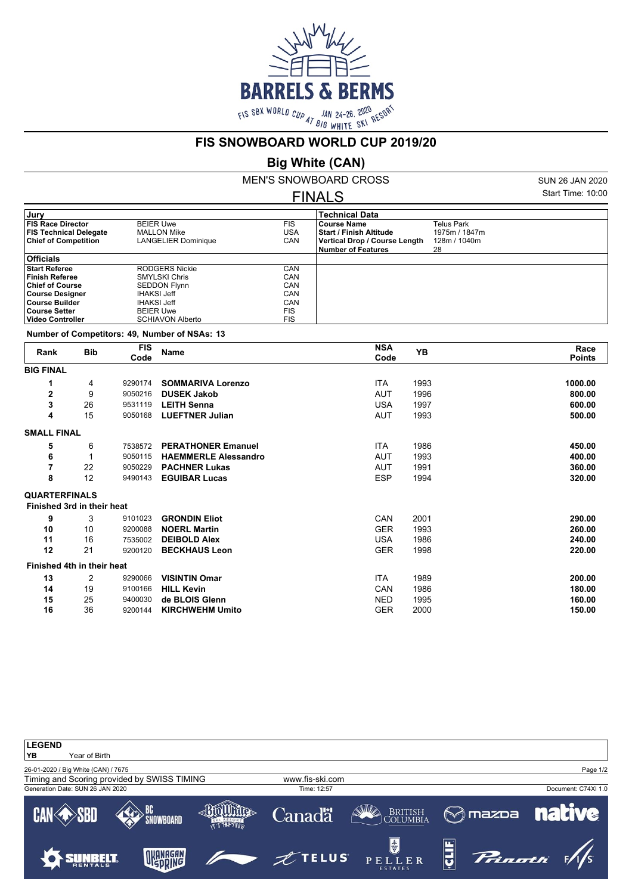# FIS SNOWBOARD WORLD CUP 2019/20

## Big White (CAN)

### MEN'S SNOWBOARD CROSS

SUN 26 JAN 2020

### FINALS

Start Time: 10:00

| Jury | | | Technical Data | |
|---|---|---|---|---|
| **FIS Race Director** | BEIER Uwe | FIS | **Course Name** | Telus Park |
| **FIS Technical Delegate** | MALLON Mike | USA | **Start / Finish Altitude** | 1975m / 1847m |
| **Chief of Competition** | LANGELIER Dominique | CAN | **Vertical Drop / Course Length** | 128m / 1040m |
| | | | **Number of Features** | 28 |

| Officials | | |
|---|---|---|
| **Start Referee** | RODGERS Nickie | CAN |
| **Finish Referee** | SMYLSKI Chris | CAN |
| **Chief of Course** | SEDDON Flynn | CAN |
| **Course Designer** | IHAKSI Jeff | CAN |
| **Course Builder** | IHAKSI Jeff | CAN |
| **Course Setter** | BEIER Uwe | FIS |
| **Video Controller** | SCHIAVON Alberto | FIS |

**Number of Competitors: 49, Number of NSAs: 13**

| Rank | Bib | FIS Code | Name | NSA Code | YB | Race Points |
|---|---|---|---|---|---|---|
| **BIG FINAL** | | | | | | |
| 1 | 4 | 9290174 | **SOMMARIVA Lorenzo** | ITA | 1993 | **1000.00** |
| 2 | 9 | 9050216 | **DUSEK Jakob** | AUT | 1996 | **800.00** |
| 3 | 26 | 9531119 | **LEITH Senna** | USA | 1997 | **600.00** |
| 4 | 15 | 9050168 | **LUEFTNER Julian** | AUT | 1993 | **500.00** |
| **SMALL FINAL** | | | | | | |
| 5 | 6 | 7538572 | **PERATHONER Emanuel** | ITA | 1986 | **450.00** |
| 6 | 1 | 9050115 | **HAEMMERLE Alessandro** | AUT | 1993 | **400.00** |
| 7 | 22 | 9050229 | **PACHNER Lukas** | AUT | 1991 | **360.00** |
| 8 | 12 | 9490143 | **EGUIBAR Lucas** | ESP | 1994 | **320.00** |
| **QUARTERFINALS** | | | | | | |
| **Finished 3rd in their heat** | | | | | | |
| 9 | 3 | 9101023 | **GRONDIN Eliot** | CAN | 2001 | **290.00** |
| 10 | 10 | 9200088 | **NOERL Martin** | GER | 1993 | **260.00** |
| 11 | 16 | 7535002 | **DEIBOLD Alex** | USA | 1986 | **240.00** |
| 12 | 21 | 9200120 | **BECKHAUS Leon** | GER | 1998 | **220.00** |
| **Finished 4th in their heat** | | | | | | |
| 13 | 2 | 9290066 | **VISINTIN Omar** | ITA | 1989 | **200.00** |
| 14 | 19 | 9100166 | **HILL Kevin** | CAN | 1986 | **180.00** |
| 15 | 25 | 9400030 | **de BLOIS Glenn** | NED | 1995 | **160.00** |
| 16 | 36 | 9200144 | **KIRCHWEHM Umito** | GER | 2000 | **150.00** |

**LEGEND**

**YB** Year of Birth

26-01-2020 / Big White (CAN) / 7675

Timing and Scoring provided by SWISS TIMING — www.fis-ski.com

Generation Date: SUN 26 JAN 2020 — Time: 12:57 — Document: C74XI 1.0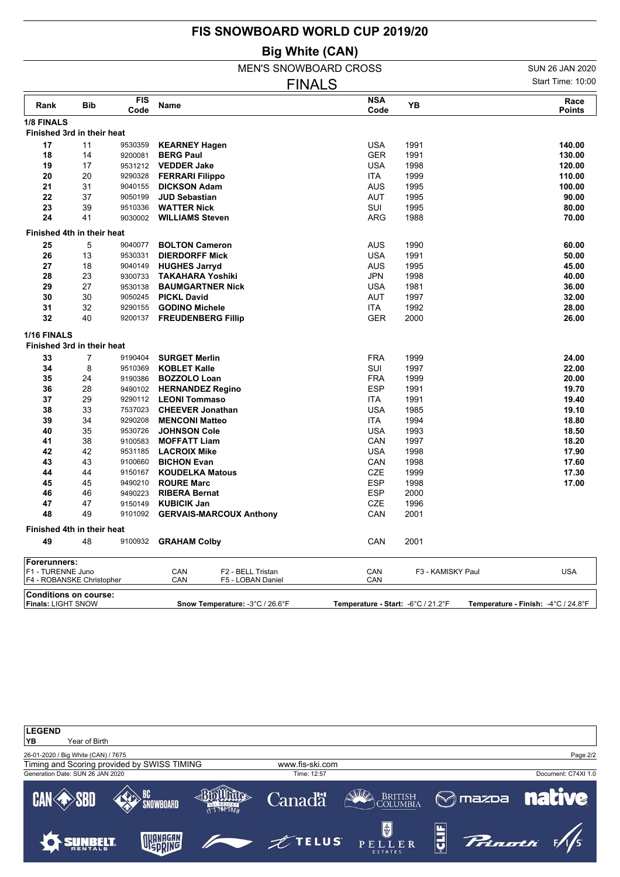# FIS SNOWBOARD WORLD CUP 2019/20

## Big White (CAN)

MEN'S SNOWBOARD CROSS — SUN 26 JAN 2020

FINALS — Start Time: 10:00

| Rank | Bib | FIS Code | Name | NSA Code | YB | Race Points |
|---|---|---|---|---|---|---|
| **1/8 FINALS** | | | | | | |
| **Finished 3rd in their heat** | | | | | | |
| 17 | 11 | 9530359 | **KEARNEY Hagen** | USA | 1991 | 140.00 |
| 18 | 14 | 9200081 | **BERG Paul** | GER | 1991 | 130.00 |
| 19 | 17 | 9531212 | **VEDDER Jake** | USA | 1998 | 120.00 |
| 20 | 20 | 9290328 | **FERRARI Filippo** | ITA | 1999 | 110.00 |
| 21 | 31 | 9040155 | **DICKSON Adam** | AUS | 1995 | 100.00 |
| 22 | 37 | 9050199 | **JUD Sebastian** | AUT | 1995 | 90.00 |
| 23 | 39 | 9510336 | **WATTER Nick** | SUI | 1995 | 80.00 |
| 24 | 41 | 9030002 | **WILLIAMS Steven** | ARG | 1988 | 70.00 |
| **Finished 4th in their heat** | | | | | | |
| 25 | 5 | 9040077 | **BOLTON Cameron** | AUS | 1990 | 60.00 |
| 26 | 13 | 9530331 | **DIERDORFF Mick** | USA | 1991 | 50.00 |
| 27 | 18 | 9040149 | **HUGHES Jarryd** | AUS | 1995 | 45.00 |
| 28 | 23 | 9300733 | **TAKAHARA Yoshiki** | JPN | 1998 | 40.00 |
| 29 | 27 | 9530138 | **BAUMGARTNER Nick** | USA | 1981 | 36.00 |
| 30 | 30 | 9050245 | **PICKL David** | AUT | 1997 | 32.00 |
| 31 | 32 | 9290155 | **GODINO Michele** | ITA | 1992 | 28.00 |
| 32 | 40 | 9200137 | **FREUDENBERG Fillip** | GER | 2000 | 26.00 |
| **1/16 FINALS** | | | | | | |
| **Finished 3rd in their heat** | | | | | | |
| 33 | 7 | 9190404 | **SURGET Merlin** | FRA | 1999 | 24.00 |
| 34 | 8 | 9510369 | **KOBLET Kalle** | SUI | 1997 | 22.00 |
| 35 | 24 | 9190386 | **BOZZOLO Loan** | FRA | 1999 | 20.00 |
| 36 | 28 | 9490102 | **HERNANDEZ Regino** | ESP | 1991 | 19.70 |
| 37 | 29 | 9290112 | **LEONI Tommaso** | ITA | 1991 | 19.40 |
| 38 | 33 | 7537023 | **CHEEVER Jonathan** | USA | 1985 | 19.10 |
| 39 | 34 | 9290208 | **MENCONI Matteo** | ITA | 1994 | 18.80 |
| 40 | 35 | 9530726 | **JOHNSON Cole** | USA | 1993 | 18.50 |
| 41 | 38 | 9100583 | **MOFFATT Liam** | CAN | 1997 | 18.20 |
| 42 | 42 | 9531185 | **LACROIX Mike** | USA | 1998 | 17.90 |
| 43 | 43 | 9100660 | **BICHON Evan** | CAN | 1998 | 17.60 |
| 44 | 44 | 9150167 | **KOUDELKA Matous** | CZE | 1999 | 17.30 |
| 45 | 45 | 9490210 | **ROURE Marc** | ESP | 1998 | 17.00 |
| 46 | 46 | 9490223 | **RIBERA Bernat** | ESP | 2000 | |
| 47 | 47 | 9150149 | **KUBICIK Jan** | CZE | 1996 | |
| 48 | 49 | 9101092 | **GERVAIS-MARCOUX Anthony** | CAN | 2001 | |
| **Finished 4th in their heat** | | | | | | |
| 49 | 48 | 9100932 | **GRAHAM Colby** | CAN | 2001 | |

**Forerunners:**
F1 - TURENNE Juno CAN; F2 - BELL Tristan CAN; F3 - KAMISKY Paul USA
F4 - ROBANSKE Christopher CAN; F5 - LOBAN Daniel CAN

**Conditions on course:**
**Finals:** LIGHT SNOW — **Snow Temperature:** -3°C / 26.6°F — **Temperature - Start:** -6°C / 21.2°F — **Temperature - Finish:** -4°C / 24.8°F

**LEGEND**
YB — Year of Birth

26-01-2020 / Big White (CAN) / 7675
Timing and Scoring provided by SWISS TIMING — www.fis-ski.com
Generation Date: SUN 26 JAN 2020 — Time: 12:57 — Document: C74XI 1.0